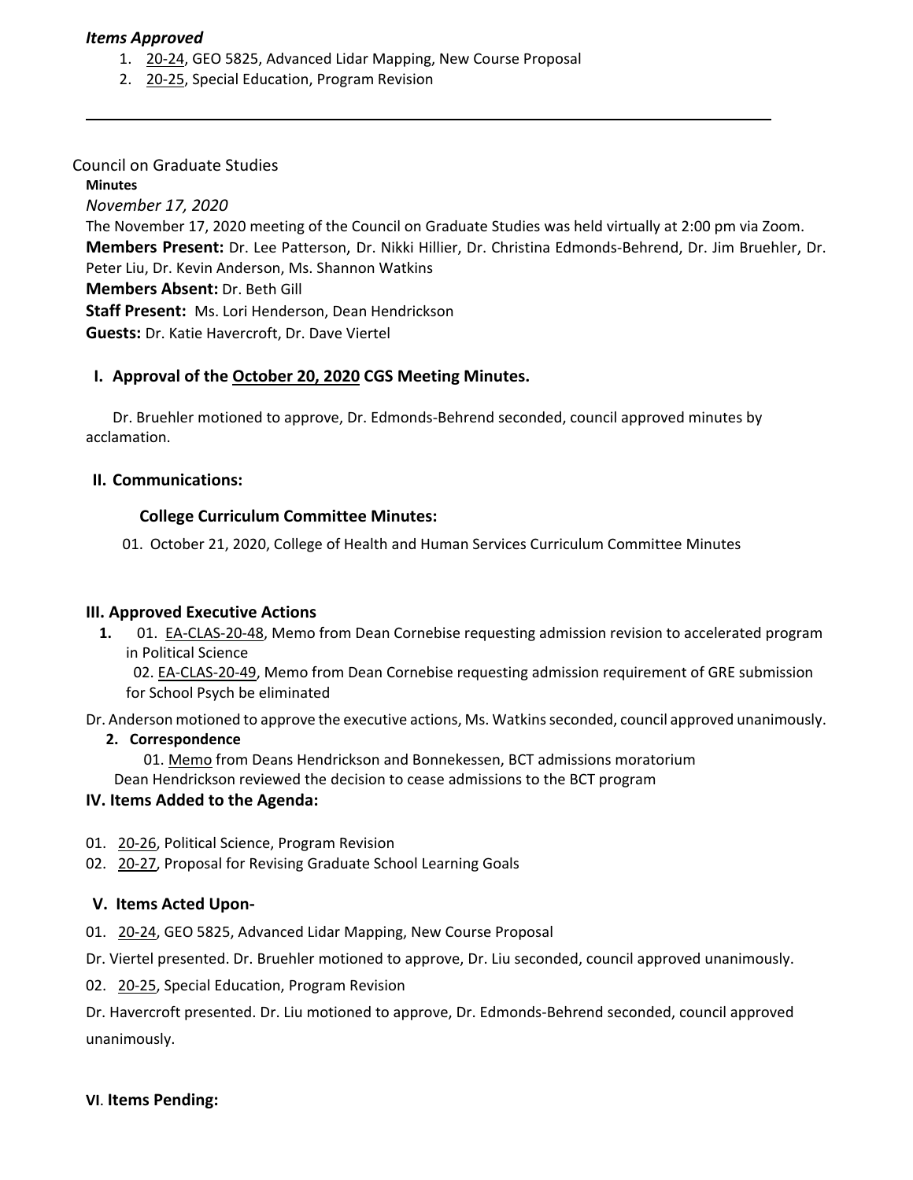***Items Approved***

1. 20-24, GEO 5825, Advanced Lidar Mapping, New Course Proposal
2. 20-25, Special Education, Program Revision

---

Council on Graduate Studies

**Minutes**

*November 17, 2020*

The November 17, 2020 meeting of the Council on Graduate Studies was held virtually at 2:00 pm via Zoom.

**Members Present:** Dr. Lee Patterson, Dr. Nikki Hillier, Dr. Christina Edmonds-Behrend, Dr. Jim Bruehler, Dr. Peter Liu, Dr. Kevin Anderson, Ms. Shannon Watkins

**Members Absent:** Dr. Beth Gill

**Staff Present:** Ms. Lori Henderson, Dean Hendrickson

**Guests:** Dr. Katie Havercroft, Dr. Dave Viertel

## I. Approval of the October 20, 2020 CGS Meeting Minutes.

Dr. Bruehler motioned to approve, Dr. Edmonds-Behrend seconded, council approved minutes by acclamation.

## II. Communications:

### College Curriculum Committee Minutes:

01. October 21, 2020, College of Health and Human Services Curriculum Committee Minutes

## III. Approved Executive Actions

1. 01. EA-CLAS-20-48, Memo from Dean Cornebise requesting admission revision to accelerated program in Political Science

   02. EA-CLAS-20-49, Memo from Dean Cornebise requesting admission requirement of GRE submission for School Psych be eliminated

Dr. Anderson motioned to approve the executive actions, Ms. Watkins seconded, council approved unanimously.

2. **Correspondence**

   01. Memo from Deans Hendrickson and Bonnekessen, BCT admissions moratorium

   Dean Hendrickson reviewed the decision to cease admissions to the BCT program

## IV. Items Added to the Agenda:

01. 20-26, Political Science, Program Revision
02. 20-27, Proposal for Revising Graduate School Learning Goals

## V. Items Acted Upon-

01. 20-24, GEO 5825, Advanced Lidar Mapping, New Course Proposal

Dr. Viertel presented. Dr. Bruehler motioned to approve, Dr. Liu seconded, council approved unanimously.

02. 20-25, Special Education, Program Revision

Dr. Havercroft presented. Dr. Liu motioned to approve, Dr. Edmonds-Behrend seconded, council approved unanimously.

## VI. Items Pending: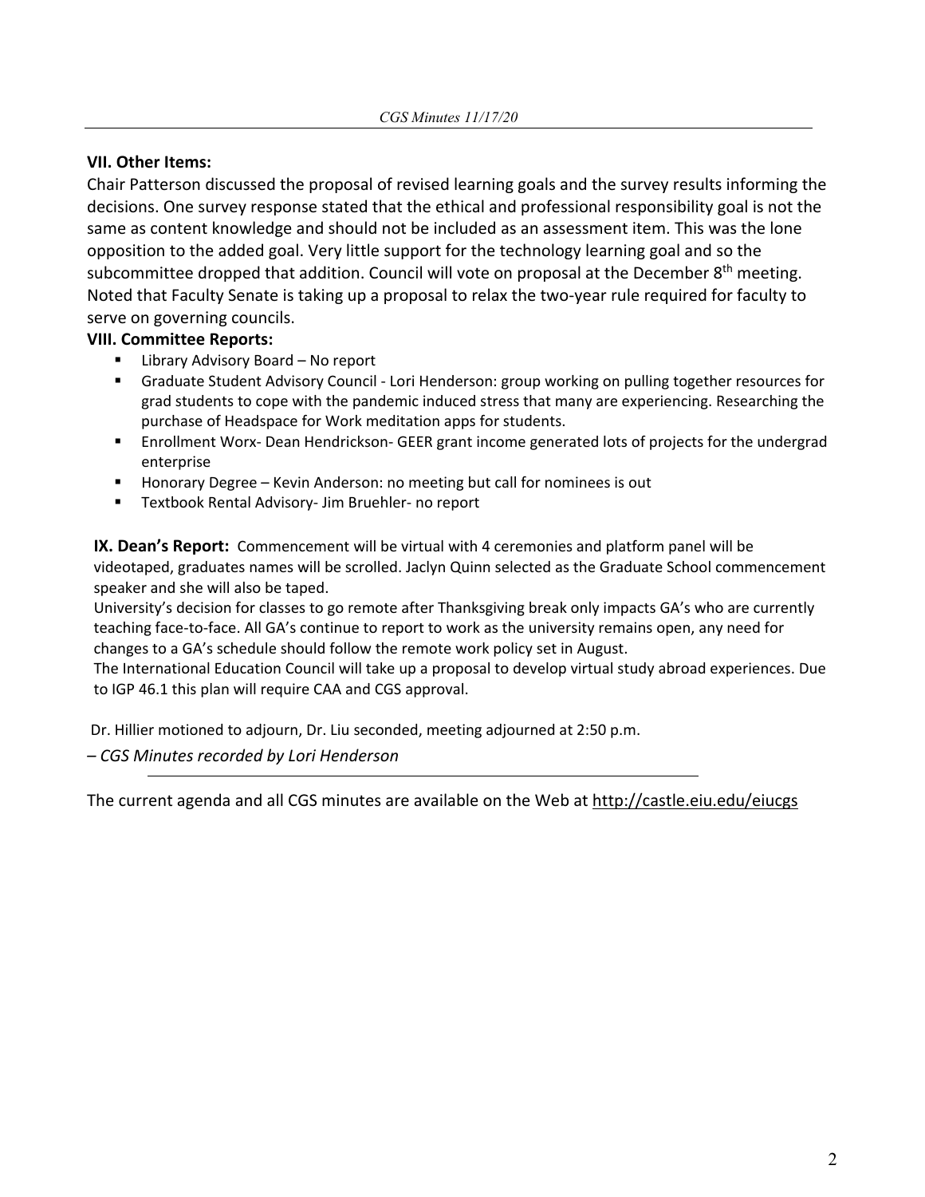**VII. Other Items:**

Chair Patterson discussed the proposal of revised learning goals and the survey results informing the decisions. One survey response stated that the ethical and professional responsibility goal is not the same as content knowledge and should not be included as an assessment item. This was the lone opposition to the added goal. Very little support for the technology learning goal and so the subcommittee dropped that addition. Council will vote on proposal at the December 8th meeting. Noted that Faculty Senate is taking up a proposal to relax the two-year rule required for faculty to serve on governing councils.

**VIII. Committee Reports:**

- Library Advisory Board – No report
- Graduate Student Advisory Council - Lori Henderson: group working on pulling together resources for grad students to cope with the pandemic induced stress that many are experiencing. Researching the purchase of Headspace for Work meditation apps for students.
- Enrollment Worx- Dean Hendrickson- GEER grant income generated lots of projects for the undergrad enterprise
- Honorary Degree – Kevin Anderson: no meeting but call for nominees is out
- Textbook Rental Advisory- Jim Bruehler- no report

**IX. Dean's Report:** Commencement will be virtual with 4 ceremonies and platform panel will be videotaped, graduates names will be scrolled. Jaclyn Quinn selected as the Graduate School commencement speaker and she will also be taped.

University's decision for classes to go remote after Thanksgiving break only impacts GA's who are currently teaching face-to-face. All GA's continue to report to work as the university remains open, any need for changes to a GA's schedule should follow the remote work policy set in August.

The International Education Council will take up a proposal to develop virtual study abroad experiences. Due to IGP 46.1 this plan will require CAA and CGS approval.

Dr. Hillier motioned to adjourn, Dr. Liu seconded, meeting adjourned at 2:50 p.m.

*– CGS Minutes recorded by Lori Henderson*

---

The current agenda and all CGS minutes are available on the Web at http://castle.eiu.edu/eiucgs